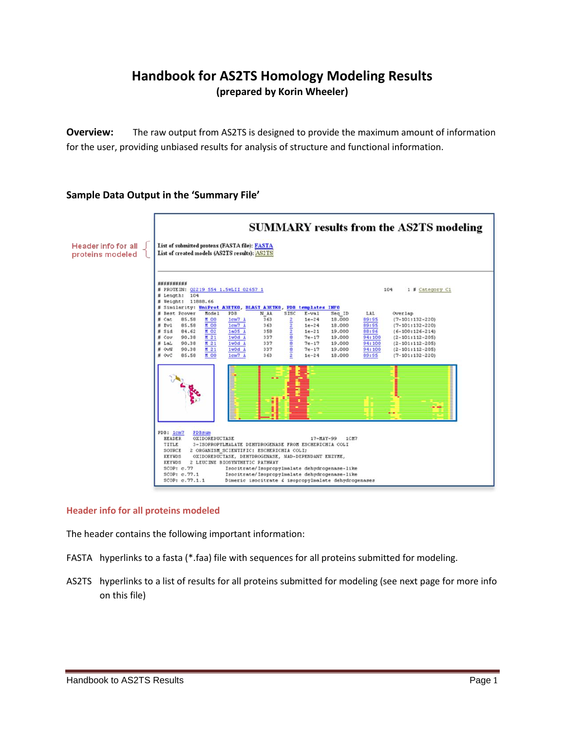# Handbook for AS2TS Homology Modeling Results

**(prepared by Korin Wheeler)**

**Overview:** The raw output from AS2TS is designed to provide the maximum amount of information for the user, providing unbiased results for analysis of structure and functional information.

### Sample Data Output in the 'Summary File'

Header info for all proteins modeled

**SUMMARY results from the AS2TS modeling**

List of submitted protens (FASTA file): FASTA
List of created models (AS2TS results): AS2TS

```
#########
# PROTEIN: Q2219_554_1.5wLII_02657_1                                   104      1 # Category C1
# Length:  104
# Weight:  11888.66
# Similarity: UniProt A3ETK0, BLAST A3ETK0, PDB templates INFO
# Best Pcover    Model   PDB       N_AA   SISC   E-val    Seq_ID    LAL      Overlap
# Cat   85.58    M 00    1cm7 A    363    2      1e-24    18.000    89:95    (7-101:132-220)
# Evl   85.58    M 00    1cm7 A    363    2      1e-24    18.000    89:95    (7-101:132-220)
# Sid   84.62    M 02    1a05 A    358    2      1e-21    19.000    88:96    (6-100:126-214)
# Cov   90.38    M 21    1w0d A    337    8      7e-17    19.000    94:100   (2-101:112-205)
# LaL   90.38    M 21    1w0d A    337    8      7e-17    19.000    94:100   (2-101:112-205)
# OvN   90.38    M 21    1w0d A    337    8      7e-17    19.000    94:100   (2-101:112-205)
# OvC   85.58    M 00    1cm7 A    363    2      1e-24    18.000    89:95    (7-101:132-220)
```

```
PDB: 1cm7   PDBsum
  HEADER    OXIDOREDUCTASE                                    17-MAY-99    1CM7
  TITLE     3-ISOPROPYLMALATE DEHYDROGENASE FROM ESCHERICHIA COLI
  SOURCE    2 ORGANISM_SCIENTIFIC: ESCHERICHIA COLI;
  KEYWDS    OXIDOREDUCTASE, DEHYDROGENASE, NAD-DEPENDANT ENZYME,
  KEYWDS    2 LEUCINE BIOSYNTHETIC PATHWAY
  SCOP: c.77           Isocitrate/Isopropylmalate dehydrogenase-like
  SCOP: c.77.1         Isocitrate/Isopropylmalate dehydrogenase-like
  SCOP: c.77.1.1       Dimeric isocitrate & isopropylmalate dehydrogenases
```

### Header info for all proteins modeled

The header contains the following important information:

FASTA hyperlinks to a fasta (*.faa) file with sequences for all proteins submitted for modeling.

AS2TS hyperlinks to a list of results for all proteins submitted for modeling (see next page for more info on this file)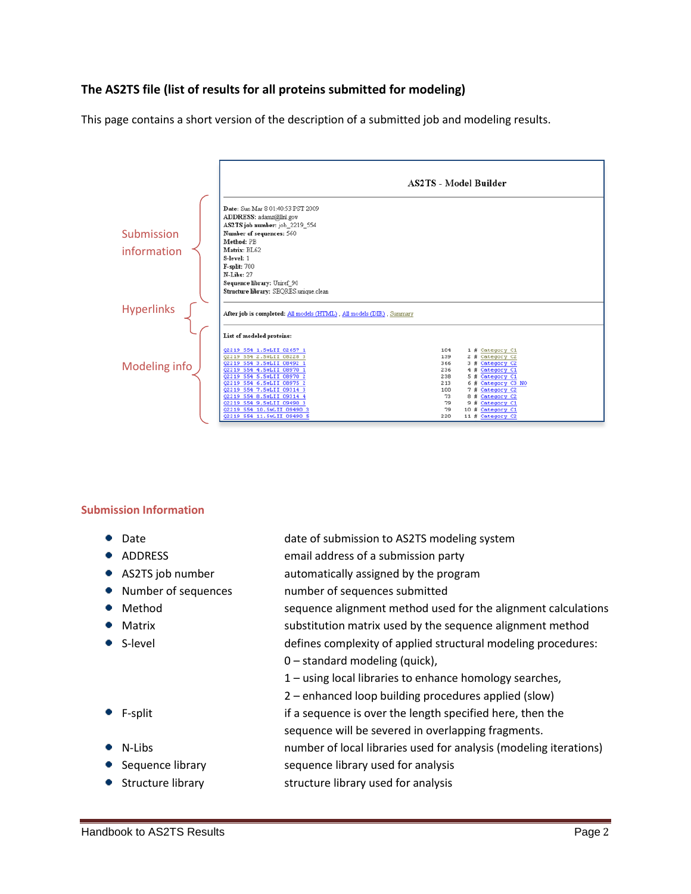### The AS2TS file (list of results for all proteins submitted for modeling)

This page contains a short version of the description of a submitted job and modeling results.

Submission information

Hyperlinks

Modeling info

**AS2TS - Model Builder**

**Date:** Sun Mar 8 01:40:53 PST 2009
**ADDRESS:** adamz@llnl.gov
**AS2TS job number:** job_2219_554
**Number of sequences:** 560
**Method:** PB
**Matrix:** BL62
**S-level:** 1
**F-split:** 700
**N-Libs:** 27
**Sequence library:** Uniref_90
**Structure library:** SEQRES.unique.clean

**After job is completed:** All models (HTML) , All models (DIR) , Summary

**List of modeled proteins:**

```
Q2219_554_1.SwLII_Q2657_1          104    1 # Category C1
Q2219_554_2.SwLII_Q8228_3          139    2 # Category C2
Q2219_554_3.SwLII_Q8492_1          366    3 # Category C2
Q2219_554_4.SwLII_Q8970_1          236    4 # Category C1
Q2219_554_5.SwLII_Q8970_2          238    5 # Category C1
Q2219_554_6.SwLII_Q8975_2          213    6 # Category C3 NO
Q2219_554_7.SwLII_Q9314_3          100    7 # Category C2
Q2219_554_8.SwLII_Q9314_4           73    8 # Category C2
Q2219_554_9.SwLII_Q9490_3           79    9 # Category C1
Q2219_554_10.SwLII_Q9490_3          79   10 # Category C1
Q2219_554_11.SwLII_Q9490_5         220   11 # Category C2
```

### Submission Information

| | |
|---|---|
| • Date | date of submission to AS2TS modeling system |
| • ADDRESS | email address of a submission party |
| • AS2TS job number | automatically assigned by the program |
| • Number of sequences | number of sequences submitted |
| • Method | sequence alignment method used for the alignment calculations |
| • Matrix | substitution matrix used by the sequence alignment method |
| • S-level | defines complexity of applied structural modeling procedures:<br>0 – standard modeling (quick),<br>1 – using local libraries to enhance homology searches,<br>2 – enhanced loop building procedures applied (slow) |
| • F-split | if a sequence is over the length specified here, then the sequence will be severed in overlapping fragments. |
| • N-Libs | number of local libraries used for analysis (modeling iterations) |
| • Sequence library | sequence library used for analysis |
| • Structure library | structure library used for analysis |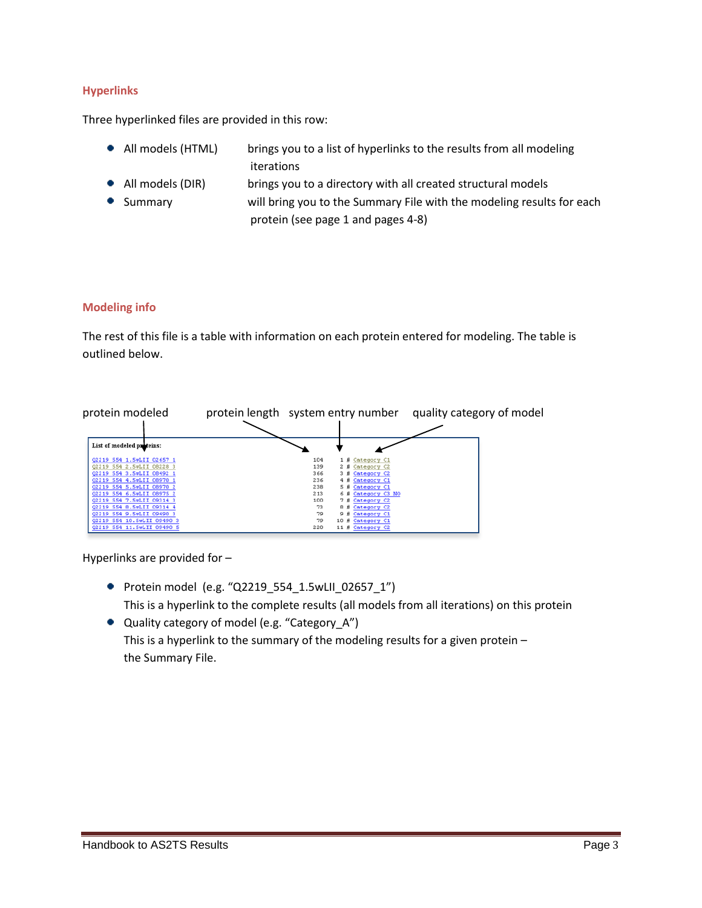## Hyperlinks

Three hyperlinked files are provided in this row:

- All models (HTML) brings you to a list of hyperlinks to the results from all modeling iterations
- All models (DIR) brings you to a directory with all created structural models
- Summary will bring you to the Summary File with the modeling results for each protein (see page 1 and pages 4-8)

## Modeling info

The rest of this file is a table with information on each protein entered for modeling. The table is outlined below.

protein modeled protein length system entry number quality category of model

List of modeled proteins:

| protein modeled | protein length | system entry number | quality category of model |
|---|---|---|---|
| Q2219_554_1.5wLII_02657_1 | 104 | 1 # | Category_C1 |
| Q2219_554_2.5wLII_08228_3 | 139 | 2 # | Category_C2 |
| Q2219_554_3.5wLII_08492_1 | 366 | 3 # | Category_C2 |
| Q2219_554_4.5wLII_08970_1 | 236 | 4 # | Category_C1 |
| Q2219_554_5.5wLII_08970_2 | 238 | 5 # | Category_C1 |
| Q2219_554_6.5wLII_08975_2 | 213 | 6 # | Category_C3_NO |
| Q2219_554_7.5wLII_09314_3 | 100 | 7 # | Category_C2 |
| Q2219_554_8.5wLII_09314_4 | 73 | 8 # | Category_C2 |
| Q2219_554_9.5wLII_09490_3 | 79 | 9 # | Category_C1 |
| Q2219_554_10.5wLII_09490_3 | 79 | 10 # | Category_C1 |
| Q2219_554_11.5wLII_09490_5 | 220 | 11 # | Category_C2 |

Hyperlinks are provided for –

- Protein model (e.g. "Q2219_554_1.5wLII_02657_1")
  This is a hyperlink to the complete results (all models from all iterations) on this protein
- Quality category of model (e.g. "Category_A")
  This is a hyperlink to the summary of the modeling results for a given protein – the Summary File.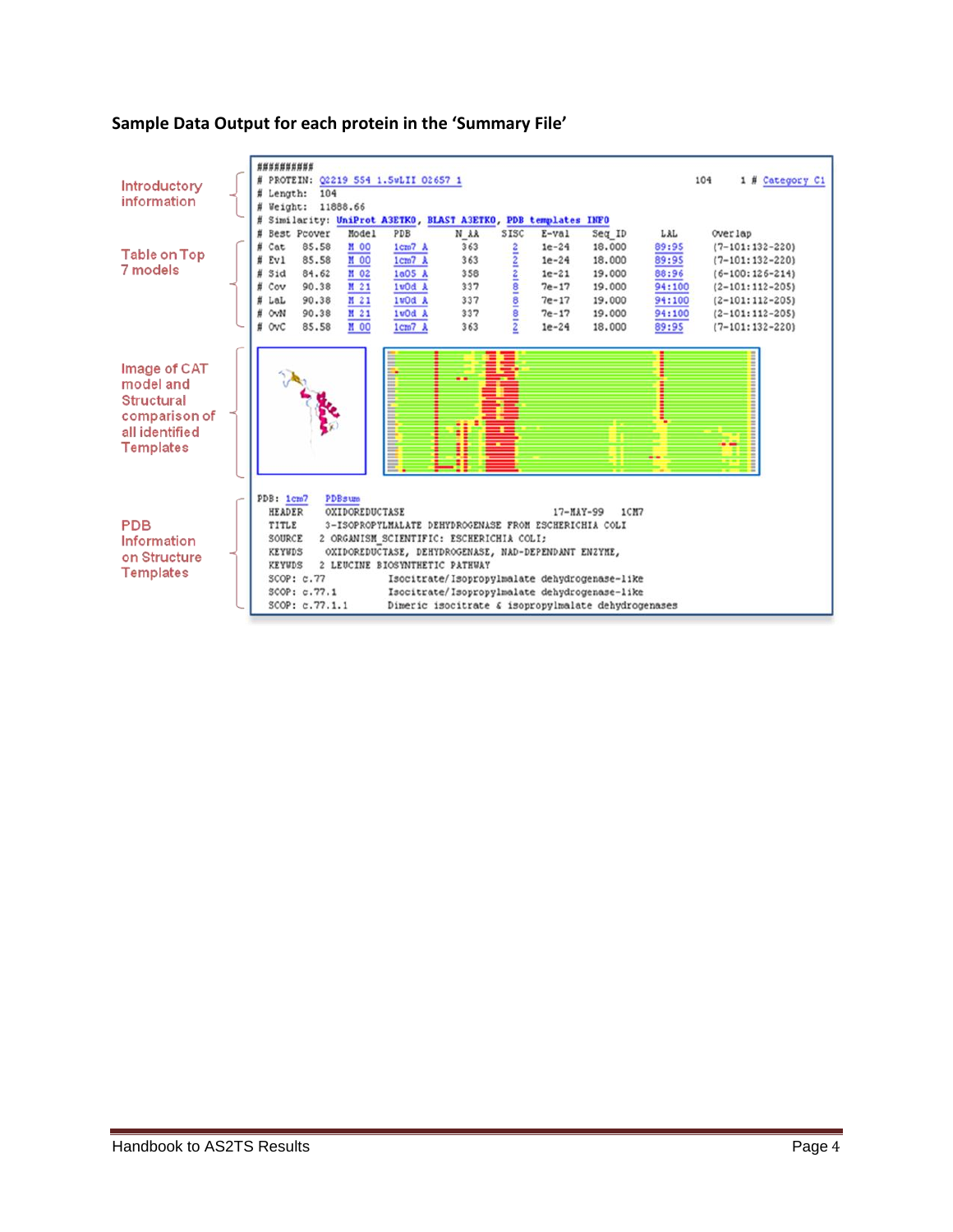**Sample Data Output for each protein in the 'Summary File'**

Introductory information

```
##########
# PROTEIN: Q2219 554 1.SwLII 02657 1                                    104    1 # Category C1
# Length:   104
# Weight:   11888.66
# Similarity: UniProt A3ETK0, BLAST A3ETK0, PDB templates INFO
```

Table on Top 7 models

```
# Best Pcover   Model   PDB      N_AA   SISC   E-val   Seq_ID    LAL      Overlap
# Cat   85.58   M 00    1cm7 A   363    2      1e-24   18.000    89:95    (7-101:132-220)
# Evl   85.58   M 00    1cm7 A   363    2      1e-24   18.000    89:95    (7-101:132-220)
# Sid   84.62   M 02    1a05 A   358    2      1e-21   19.000    88:96    (6-100:126-214)
# Cov   90.38   M 21    1w0d A   337    8      7e-17   19.000    94:100   (2-101:112-205)
# LaL   90.38   M 21    1w0d A   337    8      7e-17   19.000    94:100   (2-101:112-205)
# OvN   90.38   M 21    1w0d A   337    8      7e-17   19.000    94:100   (2-101:112-205)
# OvC   85.58   M 00    1cm7 A   363    2      1e-24   18.000    89:95    (7-101:132-220)
```

Image of CAT model and Structural comparison of all identified Templates

PDB Information on Structure Templates

```
PDB: 1cm7   PDBsum
  HEADER    OXIDOREDUCTASE                                  17-MAY-99   1CM7
  TITLE     3-ISOPROPYLMALATE DEHYDROGENASE FROM ESCHERICHIA COLI
  SOURCE    2 ORGANISM_SCIENTIFIC: ESCHERICHIA COLI;
  KEYWDS    OXIDOREDUCTASE, DEHYDROGENASE, NAD-DEPENDANT ENZYME,
  KEYWDS    2 LEUCINE BIOSYNTHETIC PATHWAY
  SCOP: c.77          Isocitrate/Isopropylmalate dehydrogenase-like
  SCOP: c.77.1        Isocitrate/Isopropylmalate dehydrogenase-like
  SCOP: c.77.1.1      Dimeric isocitrate & isopropylmalate dehydrogenases
```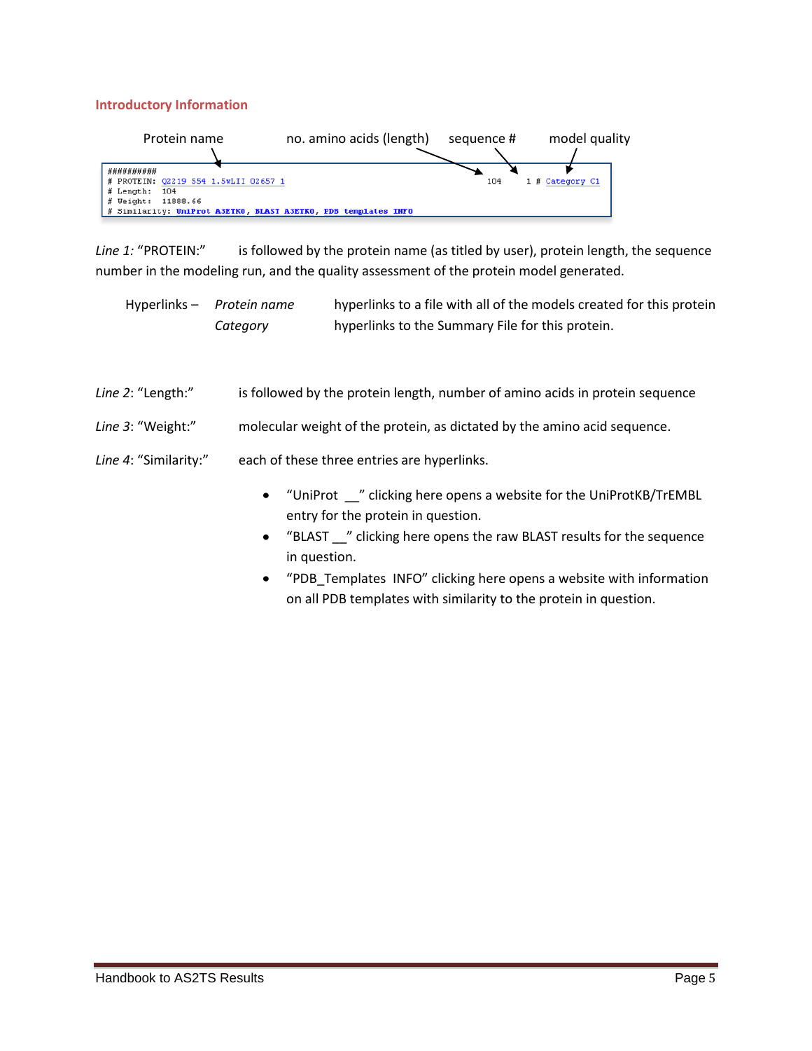## Introductory Information

Protein name &nbsp;&nbsp;&nbsp;&nbsp; no. amino acids (length) &nbsp;&nbsp;&nbsp;&nbsp; sequence # &nbsp;&nbsp;&nbsp;&nbsp; model quality

```
##########
# PROTEIN: Q2219 554 1.5wLII 02657 1                                    104     1 # Category C1
# Length:  104
# Weight:  11888.66
# Similarity: UniProt A3ETK0, BLAST A3ETK0, PDB templates INFO
```

*Line 1:* "PROTEIN:" is followed by the protein name (as titled by user), protein length, the sequence number in the modeling run, and the quality assessment of the protein model generated.

Hyperlinks – *Protein name* hyperlinks to a file with all of the models created for this protein
*Category* hyperlinks to the Summary File for this protein.

*Line 2*: "Length:" is followed by the protein length, number of amino acids in protein sequence

*Line 3*: "Weight:" molecular weight of the protein, as dictated by the amino acid sequence.

*Line 4*: "Similarity:" each of these three entries are hyperlinks.

- "UniProt __" clicking here opens a website for the UniProtKB/TrEMBL entry for the protein in question.
- "BLAST __" clicking here opens the raw BLAST results for the sequence in question.
- "PDB_Templates INFO" clicking here opens a website with information on all PDB templates with similarity to the protein in question.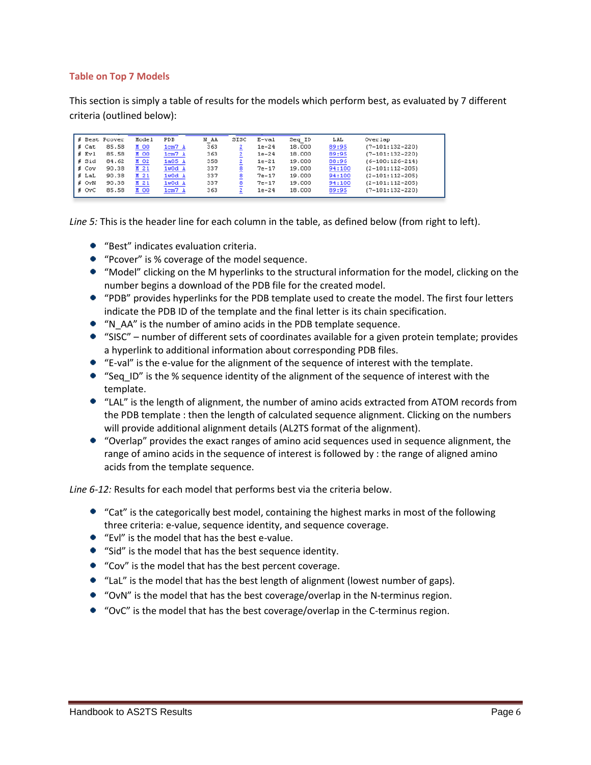### Table on Top 7 Models

This section is simply a table of results for the models which perform best, as evaluated by 7 different criteria (outlined below):

| # Best | Pcover | Model | PDB | N_AA | SISC | E-val | Seq_ID | LAL | Overlap |
|---|---|---|---|---|---|---|---|---|---|
| # Cat | 85.58 | M 00 | 1cm7 A | 363 | 2 | 1e-24 | 18.000 | 89:95 | (7-101:132-220) |
| # Evl | 85.58 | M 00 | 1cm7 A | 363 | 2 | 1e-24 | 18.000 | 89:95 | (7-101:132-220) |
| # Sid | 84.62 | M 02 | 1a05 A | 358 | 2 | 1e-21 | 19.000 | 88:96 | (6-100:126-214) |
| # Cov | 90.38 | M 21 | 1w0d A | 337 | 8 | 7e-17 | 19.000 | 94:100 | (2-101:112-205) |
| # LaL | 90.38 | M 21 | 1w0d A | 337 | 8 | 7e-17 | 19.000 | 94:100 | (2-101:112-205) |
| # OvN | 90.38 | M 21 | 1w0d A | 337 | 8 | 7e-17 | 19.000 | 94:100 | (2-101:112-205) |
| # OvC | 85.58 | M 00 | 1cm7 A | 363 | 2 | 1e-24 | 18.000 | 89:95 | (7-101:132-220) |

*Line 5:* This is the header line for each column in the table, as defined below (from right to left).

- "Best" indicates evaluation criteria.
- "Pcover" is % coverage of the model sequence.
- "Model" clicking on the M hyperlinks to the structural information for the model, clicking on the number begins a download of the PDB file for the created model.
- "PDB" provides hyperlinks for the PDB template used to create the model. The first four letters indicate the PDB ID of the template and the final letter is its chain specification.
- "N_AA" is the number of amino acids in the PDB template sequence.
- "SISC" – number of different sets of coordinates available for a given protein template; provides a hyperlink to additional information about corresponding PDB files.
- "E-val" is the e-value for the alignment of the sequence of interest with the template.
- "Seq_ID" is the % sequence identity of the alignment of the sequence of interest with the template.
- "LAL" is the length of alignment, the number of amino acids extracted from ATOM records from the PDB template : then the length of calculated sequence alignment. Clicking on the numbers will provide additional alignment details (AL2TS format of the alignment).
- "Overlap" provides the exact ranges of amino acid sequences used in sequence alignment, the range of amino acids in the sequence of interest is followed by : the range of aligned amino acids from the template sequence.

*Line 6-12:* Results for each model that performs best via the criteria below.

- "Cat" is the categorically best model, containing the highest marks in most of the following three criteria: e-value, sequence identity, and sequence coverage.
- "Evl" is the model that has the best e-value.
- "Sid" is the model that has the best sequence identity.
- "Cov" is the model that has the best percent coverage.
- "LaL" is the model that has the best length of alignment (lowest number of gaps).
- "OvN" is the model that has the best coverage/overlap in the N-terminus region.
- "OvC" is the model that has the best coverage/overlap in the C-terminus region.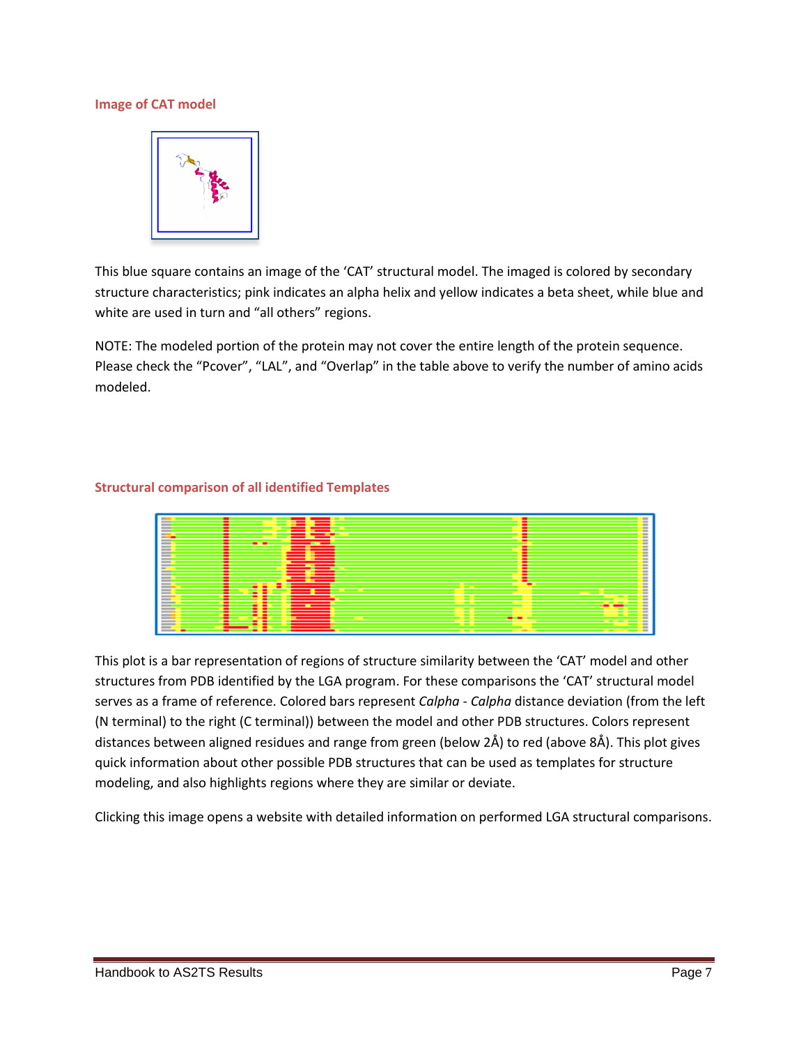### Image of CAT model

This blue square contains an image of the 'CAT' structural model. The imaged is colored by secondary structure characteristics; pink indicates an alpha helix and yellow indicates a beta sheet, while blue and white are used in turn and "all others" regions.

NOTE: The modeled portion of the protein may not cover the entire length of the protein sequence. Please check the "Pcover", "LAL", and "Overlap" in the table above to verify the number of amino acids modeled.

### Structural comparison of all identified Templates

This plot is a bar representation of regions of structure similarity between the 'CAT' model and other structures from PDB identified by the LGA program. For these comparisons the 'CAT' structural model serves as a frame of reference. Colored bars represent *Calpha* - *Calpha* distance deviation (from the left (N terminal) to the right (C terminal)) between the model and other PDB structures. Colors represent distances between aligned residues and range from green (below 2Å) to red (above 8Å). This plot gives quick information about other possible PDB structures that can be used as templates for structure modeling, and also highlights regions where they are similar or deviate.

Clicking this image opens a website with detailed information on performed LGA structural comparisons.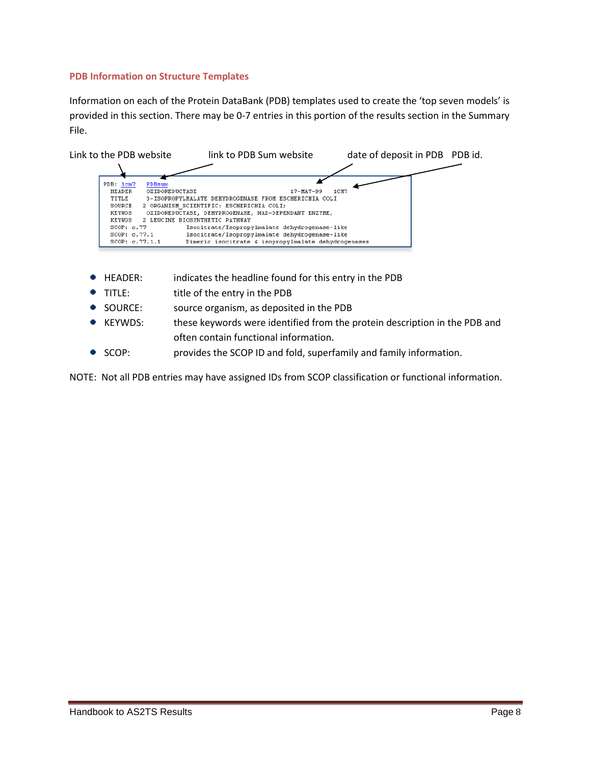### PDB Information on Structure Templates

Information on each of the Protein DataBank (PDB) templates used to create the 'top seven models' is provided in this section. There may be 0-7 entries in this portion of the results section in the Summary File.

Link to the PDB website     link to PDB Sum website     date of deposit in PDB     PDB id.

```
PDB: 1cm7   PDBsum
  HEADER    OXIDOREDUCTASE                              17-MAY-99   1CM7
  TITLE     3-ISOPROPYLMALATE DEHYDROGENASE FROM ESCHERICHIA COLI
  SOURCE   2 ORGANISM_SCIENTIFIC: ESCHERICHIA COLI;
  KEYWDS    OXIDOREDUCTASE, DEHYDROGENASE, NAD-DEPENDANT ENZYME,
  KEYWDS   2 LEUCINE BIOSYNTHETIC PATHWAY
  SCOP: c.77          Isocitrate/Isopropylmalate dehydrogenase-like
  SCOP: c.77.1        Isocitrate/Isopropylmalate dehydrogenase-like
  SCOP: c.77.1.1      Dimeric isocitrate & isopropylmalate dehydrogenases
```

- HEADER: indicates the headline found for this entry in the PDB
- TITLE: title of the entry in the PDB
- SOURCE: source organism, as deposited in the PDB
- KEYWDS: these keywords were identified from the protein description in the PDB and often contain functional information.
- SCOP: provides the SCOP ID and fold, superfamily and family information.

NOTE: Not all PDB entries may have assigned IDs from SCOP classification or functional information.